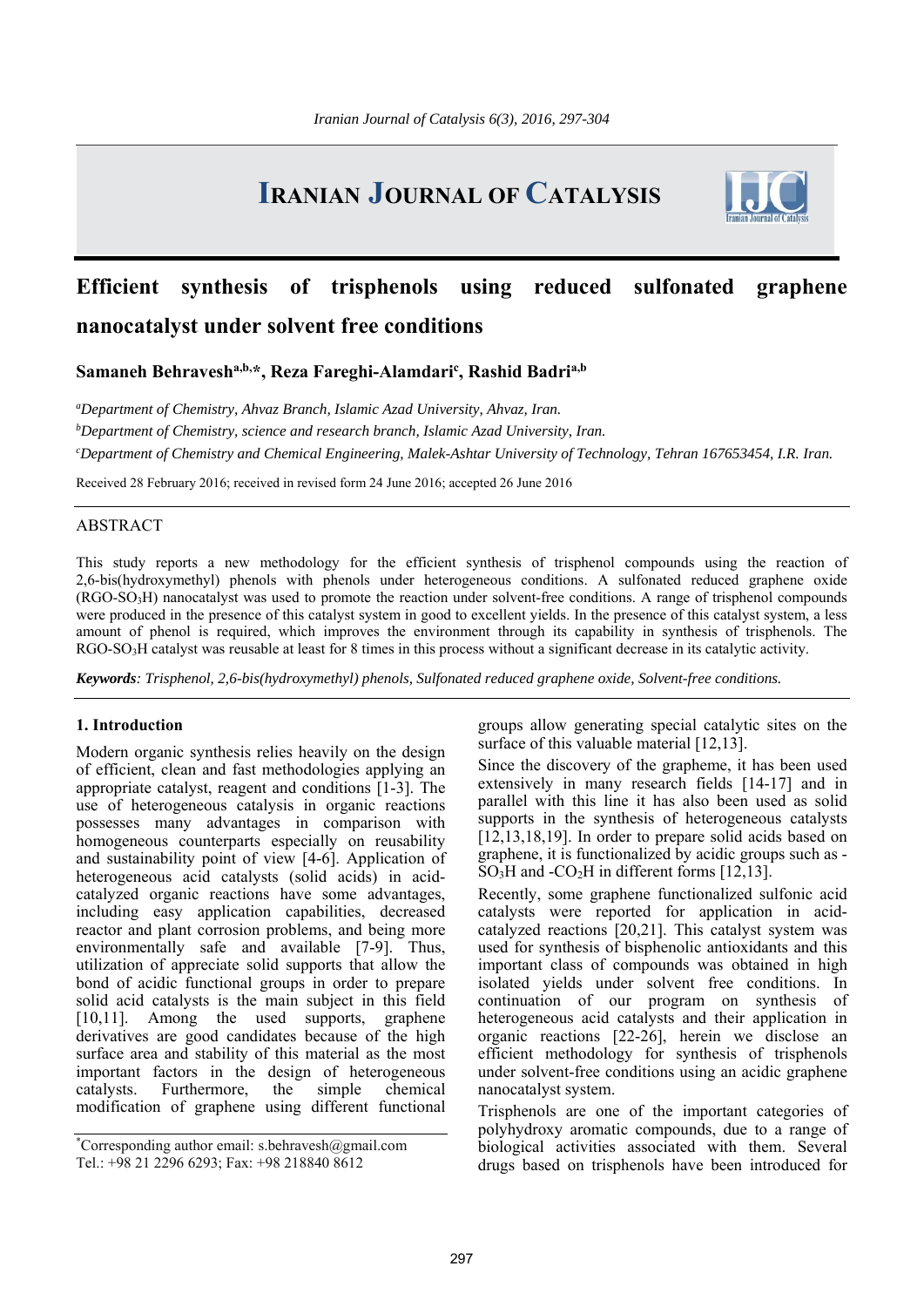# Efficient synthesis of trisphenols using reduced sulfonated graphene nanocatalyst under solvent free conditions

**Samaneh Behravesh[a,b,*], Reza Fareghi-Alamdari[c], Rashid Badri[a,b]**

*[a]Department of Chemistry, Ahvaz Branch, Islamic Azad University, Ahvaz, Iran.*

*[b]Department of Chemistry, science and research branch, Islamic Azad University, Iran.*

*[c]Department of Chemistry and Chemical Engineering, Malek-Ashtar University of Technology, Tehran 167653454, I.R. Iran.*

Received 28 February 2016; received in revised form 24 June 2016; accepted 26 June 2016

## ABSTRACT

This study reports a new methodology for the efficient synthesis of trisphenol compounds using the reaction of 2,6-bis(hydroxymethyl) phenols with phenols under heterogeneous conditions. A sulfonated reduced graphene oxide (RGO-$SO_3H$) nanocatalyst was used to promote the reaction under solvent-free conditions. A range of trisphenol compounds were produced in the presence of this catalyst system in good to excellent yields. In the presence of this catalyst system, a less amount of phenol is required, which improves the environment through its capability in synthesis of trisphenols. The RGO-$SO_3H$ catalyst was reusable at least for 8 times in this process without a significant decrease in its catalytic activity.

***Keywords**: Trisphenol, 2,6-bis(hydroxymethyl) phenols, Sulfonated reduced graphene oxide, Solvent-free conditions.*

## 1. Introduction

Modern organic synthesis relies heavily on the design of efficient, clean and fast methodologies applying an appropriate catalyst, reagent and conditions [1-3]. The use of heterogeneous catalysis in organic reactions possesses many advantages in comparison with homogeneous counterparts especially on reusability and sustainability point of view [4-6]. Application of heterogeneous acid catalysts (solid acids) in acid-catalyzed organic reactions have some advantages, including easy application capabilities, decreased reactor and plant corrosion problems, and being more environmentally safe and available [7-9]. Thus, utilization of appreciate solid supports that allow the bond of acidic functional groups in order to prepare solid acid catalysts is the main subject in this field [10,11]. Among the used supports, graphene derivatives are good candidates because of the high surface area and stability of this material as the most important factors in the design of heterogeneous catalysts. Furthermore, the simple chemical modification of graphene using different functional groups allow generating special catalytic sites on the surface of this valuable material [12,13].

Since the discovery of the grapheme, it has been used extensively in many research fields [14-17] and in parallel with this line it has also been used as solid supports in the synthesis of heterogeneous catalysts [12,13,18,19]. In order to prepare solid acids based on graphene, it is functionalized by acidic groups such as -$SO_3H$ and -$CO_2H$ in different forms [12,13].

Recently, some graphene functionalized sulfonic acid catalysts were reported for application in acid-catalyzed reactions [20,21]. This catalyst system was used for synthesis of bisphenolic antioxidants and this important class of compounds was obtained in high isolated yields under solvent free conditions. In continuation of our program on synthesis of heterogeneous acid catalysts and their application in organic reactions [22-26], herein we disclose an efficient methodology for synthesis of trisphenols under solvent-free conditions using an acidic graphene nanocatalyst system.

Trisphenols are one of the important categories of polyhydroxy aromatic compounds, due to a range of biological activities associated with them. Several drugs based on trisphenols have been introduced for

[*]Corresponding author email: s.behravesh@gmail.com
Tel.: +98 21 2296 6293; Fax: +98 218840 8612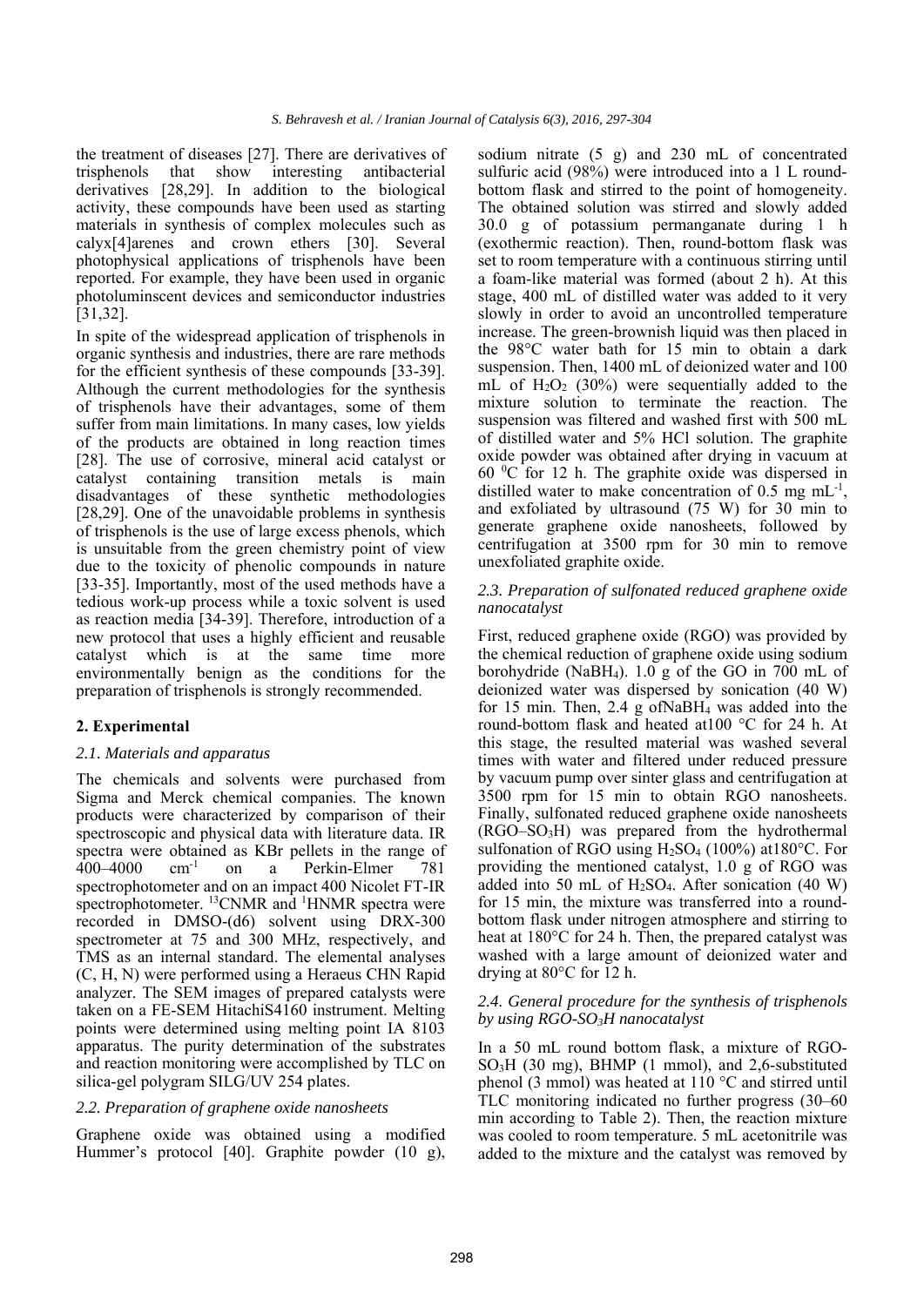the treatment of diseases [27]. There are derivatives of trisphenols that show interesting antibacterial derivatives [28,29]. In addition to the biological activity, these compounds have been used as starting materials in synthesis of complex molecules such as calyx[4]arenes and crown ethers [30]. Several photophysical applications of trisphenols have been reported. For example, they have been used in organic photoluminscent devices and semiconductor industries [31,32].

In spite of the widespread application of trisphenols in organic synthesis and industries, there are rare methods for the efficient synthesis of these compounds [33-39]. Although the current methodologies for the synthesis of trisphenols have their advantages, some of them suffer from main limitations. In many cases, low yields of the products are obtained in long reaction times [28]. The use of corrosive, mineral acid catalyst or catalyst containing transition metals is main disadvantages of these synthetic methodologies [28,29]. One of the unavoidable problems in synthesis of trisphenols is the use of large excess phenols, which is unsuitable from the green chemistry point of view due to the toxicity of phenolic compounds in nature [33-35]. Importantly, most of the used methods have a tedious work-up process while a toxic solvent is used as reaction media [34-39]. Therefore, introduction of a new protocol that uses a highly efficient and reusable catalyst which is at the same time more environmentally benign as the conditions for the preparation of trisphenols is strongly recommended.

## 2. Experimental

### *2.1. Materials and apparatus*

The chemicals and solvents were purchased from Sigma and Merck chemical companies. The known products were characterized by comparison of their spectroscopic and physical data with literature data. IR spectra were obtained as KBr pellets in the range of 400–4000 $cm^{-1}$ on a Perkin-Elmer 781 spectrophotometer and on an impact 400 Nicolet FT-IR spectrophotometer. $^{13}$CNMR and $^{1}$HNMR spectra were recorded in DMSO-(d6) solvent using DRX-300 spectrometer at 75 and 300 MHz, respectively, and TMS as an internal standard. The elemental analyses (C, H, N) were performed using a Heraeus CHN Rapid analyzer. The SEM images of prepared catalysts were taken on a FE-SEM HitachiS4160 instrument. Melting points were determined using melting point IA 8103 apparatus. The purity determination of the substrates and reaction monitoring were accomplished by TLC on silica-gel polygram SILG/UV 254 plates.

### *2.2. Preparation of graphene oxide nanosheets*

Graphene oxide was obtained using a modified Hummer's protocol [40]. Graphite powder (10 g), sodium nitrate (5 g) and 230 mL of concentrated sulfuric acid (98%) were introduced into a 1 L round-bottom flask and stirred to the point of homogeneity. The obtained solution was stirred and slowly added 30.0 g of potassium permanganate during 1 h (exothermic reaction). Then, round-bottom flask was set to room temperature with a continuous stirring until a foam-like material was formed (about 2 h). At this stage, 400 mL of distilled water was added to it very slowly in order to avoid an uncontrolled temperature increase. The green-brownish liquid was then placed in the 98°C water bath for 15 min to obtain a dark suspension. Then, 1400 mL of deionized water and 100 mL of $H_2O_2$ (30%) were sequentially added to the mixture solution to terminate the reaction. The suspension was filtered and washed first with 500 mL of distilled water and 5% HCl solution. The graphite oxide powder was obtained after drying in vacuum at 60 $^0$C for 12 h. The graphite oxide was dispersed in distilled water to make concentration of 0.5 mg $mL^{-1}$, and exfoliated by ultrasound (75 W) for 30 min to generate graphene oxide nanosheets, followed by centrifugation at 3500 rpm for 30 min to remove unexfoliated graphite oxide.

### *2.3. Preparation of sulfonated reduced graphene oxide nanocatalyst*

First, reduced graphene oxide (RGO) was provided by the chemical reduction of graphene oxide using sodium borohydride ($NaBH_4$). 1.0 g of the GO in 700 mL of deionized water was dispersed by sonication (40 W) for 15 min. Then, 2.4 g of$NaBH_4$ was added into the round-bottom flask and heated at100 °C for 24 h. At this stage, the resulted material was washed several times with water and filtered under reduced pressure by vacuum pump over sinter glass and centrifugation at 3500 rpm for 15 min to obtain RGO nanosheets. Finally, sulfonated reduced graphene oxide nanosheets (RGO–$SO_3H$) was prepared from the hydrothermal sulfonation of RGO using $H_2SO_4$ (100%) at180°C. For providing the mentioned catalyst, 1.0 g of RGO was added into 50 mL of $H_2SO_4$. After sonication (40 W) for 15 min, the mixture was transferred into a round-bottom flask under nitrogen atmosphere and stirring to heat at 180°C for 24 h. Then, the prepared catalyst was washed with a large amount of deionized water and drying at 80°C for 12 h.

### *2.4. General procedure for the synthesis of trisphenols by using RGO-$SO_3H$ nanocatalyst*

In a 50 mL round bottom flask, a mixture of RGO-$SO_3H$ (30 mg), BHMP (1 mmol), and 2,6-substituted phenol (3 mmol) was heated at 110 °C and stirred until TLC monitoring indicated no further progress (30–60 min according to Table 2). Then, the reaction mixture was cooled to room temperature. 5 mL acetonitrile was added to the mixture and the catalyst was removed by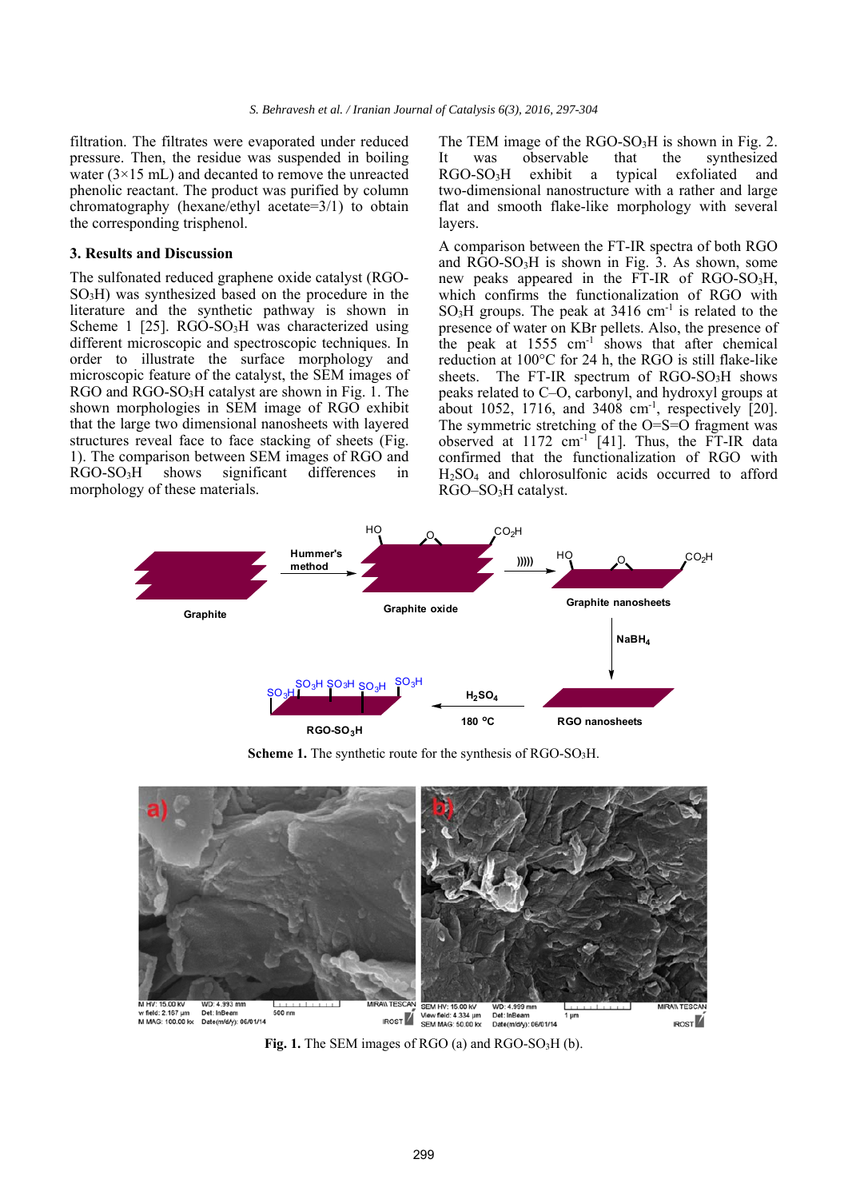filtration. The filtrates were evaporated under reduced pressure. Then, the residue was suspended in boiling water (3×15 mL) and decanted to remove the unreacted phenolic reactant. The product was purified by column chromatography (hexane/ethyl acetate=3/1) to obtain the corresponding trisphenol.

## 3. Results and Discussion

The sulfonated reduced graphene oxide catalyst (RGO-$SO_3H$) was synthesized based on the procedure in the literature and the synthetic pathway is shown in Scheme 1 [25]. RGO-$SO_3H$ was characterized using different microscopic and spectroscopic techniques. In order to illustrate the surface morphology and microscopic feature of the catalyst, the SEM images of RGO and RGO-$SO_3H$ catalyst are shown in Fig. 1. The shown morphologies in SEM image of RGO exhibit that the large two dimensional nanosheets with layered structures reveal face to face stacking of sheets (Fig. 1). The comparison between SEM images of RGO and RGO-$SO_3H$ shows significant differences in morphology of these materials.

The TEM image of the RGO-$SO_3H$ is shown in Fig. 2. It was observable that the synthesized RGO-$SO_3H$ exhibit a typical exfoliated and two-dimensional nanostructure with a rather and large flat and smooth flake-like morphology with several layers.

A comparison between the FT-IR spectra of both RGO and RGO-$SO_3H$ is shown in Fig. 3. As shown, some new peaks appeared in the FT-IR of RGO-$SO_3H$, which confirms the functionalization of RGO with $SO_3H$ groups. The peak at 3416 $cm^{-1}$ is related to the presence of water on KBr pellets. Also, the presence of the peak at 1555 $cm^{-1}$ shows that after chemical reduction at 100°C for 24 h, the RGO is still flake-like sheets. The FT-IR spectrum of RGO-$SO_3H$ shows peaks related to C–O, carbonyl, and hydroxyl groups at about 1052, 1716, and 3408 $cm^{-1}$, respectively [20]. The symmetric stretching of the O=S=O fragment was observed at 1172 $cm^{-1}$ [41]. Thus, the FT-IR data confirmed that the functionalization of RGO with $H_2SO_4$ and chlorosulfonic acids occurred to afford RGO–$SO_3H$ catalyst.

**Scheme 1.** The synthetic route for the synthesis of RGO-$SO_3H$.

**Fig. 1.** The SEM images of RGO (a) and RGO-$SO_3H$ (b).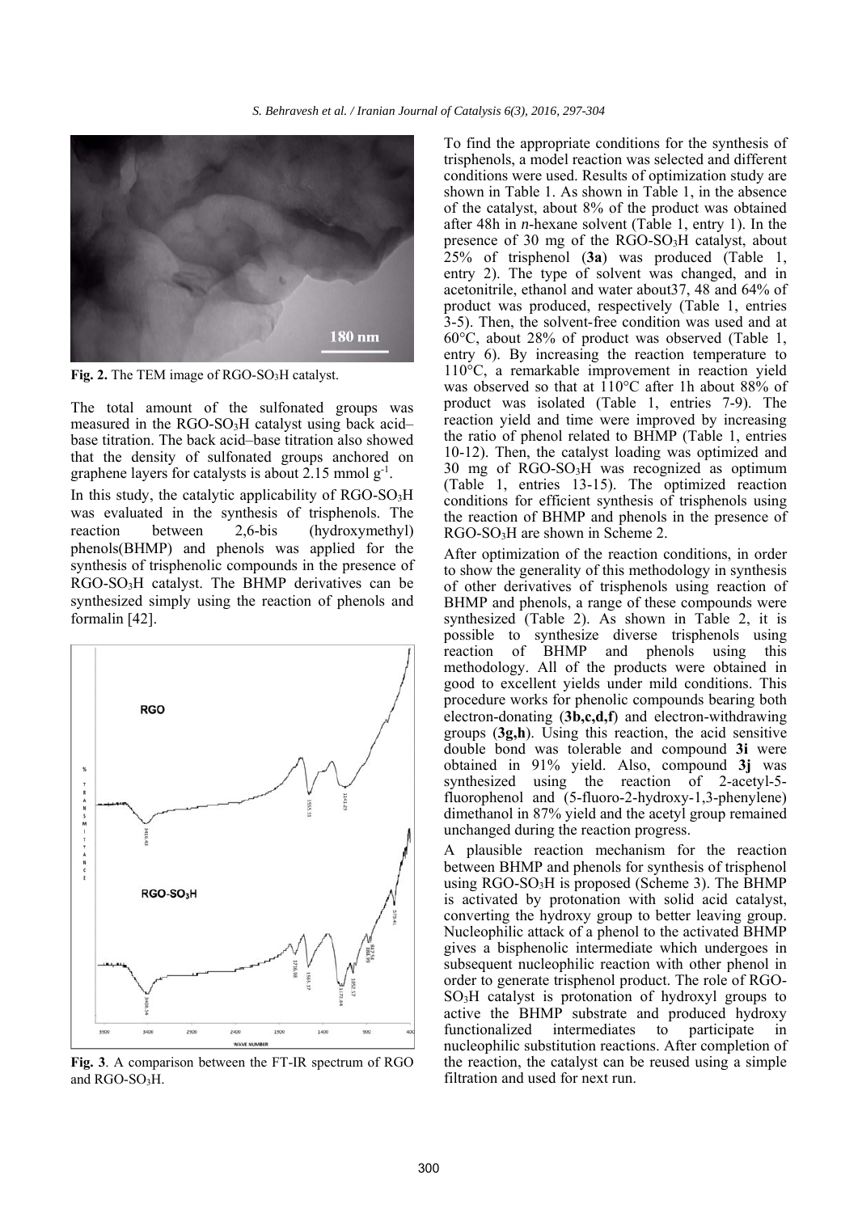Fig. 2. The TEM image of RGO-$SO_3H$ catalyst.

The total amount of the sulfonated groups was measured in the RGO-$SO_3H$ catalyst using back acid–base titration. The back acid–base titration also showed that the density of sulfonated groups anchored on graphene layers for catalysts is about 2.15 mmol $g^{-1}$.

In this study, the catalytic applicability of RGO-$SO_3H$ was evaluated in the synthesis of trisphenols. The reaction between 2,6-bis (hydroxymethyl) phenols(BHMP) and phenols was applied for the synthesis of trisphenolic compounds in the presence of RGO-$SO_3H$ catalyst. The BHMP derivatives can be synthesized simply using the reaction of phenols and formalin [42].

Fig. 3. A comparison between the FT-IR spectrum of RGO and RGO-$SO_3H$.

To find the appropriate conditions for the synthesis of trisphenols, a model reaction was selected and different conditions were used. Results of optimization study are shown in Table 1. As shown in Table 1, in the absence of the catalyst, about 8% of the product was obtained after 48h in *n*-hexane solvent (Table 1, entry 1). In the presence of 30 mg of the RGO-$SO_3H$ catalyst, about 25% of trisphenol (**3a**) was produced (Table 1, entry 2). The type of solvent was changed, and in acetonitrile, ethanol and water about37, 48 and 64% of product was produced, respectively (Table 1, entries 3-5). Then, the solvent-free condition was used and at 60°C, about 28% of product was observed (Table 1, entry 6). By increasing the reaction temperature to 110°C, a remarkable improvement in reaction yield was observed so that at 110°C after 1h about 88% of product was isolated (Table 1, entries 7-9). The reaction yield and time were improved by increasing the ratio of phenol related to BHMP (Table 1, entries 10-12). Then, the catalyst loading was optimized and 30 mg of RGO-$SO_3H$ was recognized as optimum (Table 1, entries 13-15). The optimized reaction conditions for efficient synthesis of trisphenols using the reaction of BHMP and phenols in the presence of RGO-$SO_3H$ are shown in Scheme 2.

After optimization of the reaction conditions, in order to show the generality of this methodology in synthesis of other derivatives of trisphenols using reaction of BHMP and phenols, a range of these compounds were synthesized (Table 2). As shown in Table 2, it is possible to synthesize diverse trisphenols using reaction of BHMP and phenols using this methodology. All of the products were obtained in good to excellent yields under mild conditions. This procedure works for phenolic compounds bearing both electron-donating (**3b,c,d,f**) and electron-withdrawing groups (**3g,h**). Using this reaction, the acid sensitive double bond was tolerable and compound **3i** were obtained in 91% yield. Also, compound **3j** was synthesized using the reaction of 2-acetyl-5-fluorophenol and (5-fluoro-2-hydroxy-1,3-phenylene) dimethanol in 87% yield and the acetyl group remained unchanged during the reaction progress.

A plausible reaction mechanism for the reaction between BHMP and phenols for synthesis of trisphenol using RGO-$SO_3H$ is proposed (Scheme 3). The BHMP is activated by protonation with solid acid catalyst, converting the hydroxy group to better leaving group. Nucleophilic attack of a phenol to the activated BHMP gives a bisphenolic intermediate which undergoes in subsequent nucleophilic reaction with other phenol in order to generate trisphenol product. The role of RGO-$SO_3H$ catalyst is protonation of hydroxyl groups to active the BHMP substrate and produced hydroxy functionalized intermediates to participate in nucleophilic substitution reactions. After completion of the reaction, the catalyst can be reused using a simple filtration and used for next run.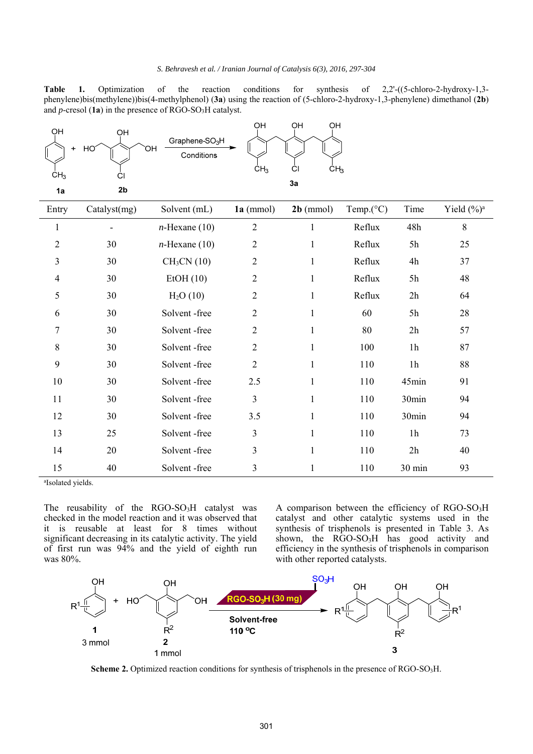**Table 1.** Optimization of the reaction conditions for synthesis of 2,2'-((5-chloro-2-hydroxy-1,3-phenylene)bis(methylene))bis(4-methylphenol) (**3a**) using the reaction of (5-chloro-2-hydroxy-1,3-phenylene) dimethanol (**2b**) and *p*-cresol (**1a**) in the presence of RGO-$SO_3H$ catalyst.

| Entry | Catalyst(mg) | Solvent (mL) | **1a** (mmol) | **2b** (mmol) | Temp.(°C) | Time | Yield (%)[a] |
|---|---|---|---|---|---|---|---|
| 1 | - | *n*-Hexane (10) | 2 | 1 | Reflux | 48h | 8 |
| 2 | 30 | *n*-Hexane (10) | 2 | 1 | Reflux | 5h | 25 |
| 3 | 30 | $CH_3CN$ (10) | 2 | 1 | Reflux | 4h | 37 |
| 4 | 30 | EtOH (10) | 2 | 1 | Reflux | 5h | 48 |
| 5 | 30 | $H_2O$ (10) | 2 | 1 | Reflux | 2h | 64 |
| 6 | 30 | Solvent -free | 2 | 1 | 60 | 5h | 28 |
| 7 | 30 | Solvent -free | 2 | 1 | 80 | 2h | 57 |
| 8 | 30 | Solvent -free | 2 | 1 | 100 | 1h | 87 |
| 9 | 30 | Solvent -free | 2 | 1 | 110 | 1h | 88 |
| 10 | 30 | Solvent -free | 2.5 | 1 | 110 | 45min | 91 |
| 11 | 30 | Solvent -free | 3 | 1 | 110 | 30min | 94 |
| 12 | 30 | Solvent -free | 3.5 | 1 | 110 | 30min | 94 |
| 13 | 25 | Solvent -free | 3 | 1 | 110 | 1h | 73 |
| 14 | 20 | Solvent -free | 3 | 1 | 110 | 2h | 40 |
| 15 | 40 | Solvent -free | 3 | 1 | 110 | 30 min | 93 |

[a]Isolated yields.

The reusability of the RGO-$SO_3H$ catalyst was checked in the model reaction and it was observed that it is reusable at least for 8 times without significant decreasing in its catalytic activity. The yield of first run was 94% and the yield of eighth run was 80%.

A comparison between the efficiency of RGO-$SO_3H$ catalyst and other catalytic systems used in the synthesis of trisphenols is presented in Table 3. As shown, the RGO-$SO_3H$ has good activity and efficiency in the synthesis of trisphenols in comparison with other reported catalysts.

**Scheme 2.** Optimized reaction conditions for synthesis of trisphenols in the presence of RGO-$SO_3H$.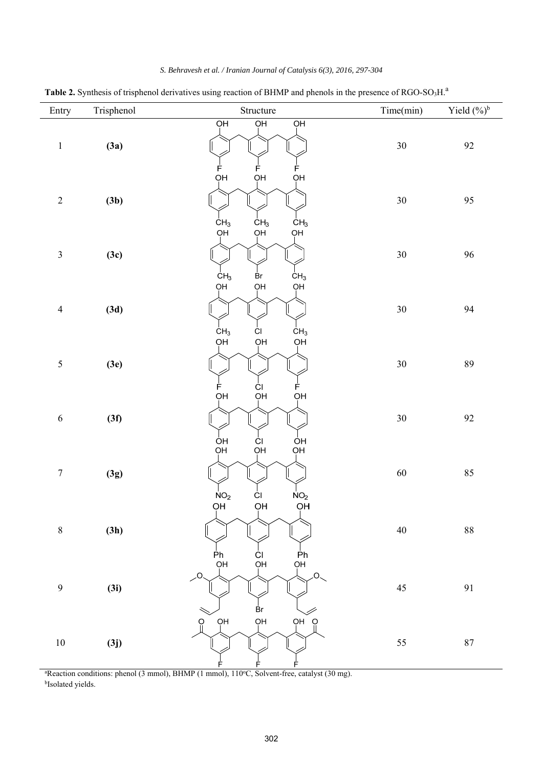**Table 2.** Synthesis of trisphenol derivatives using reaction of BHMP and phenols in the presence of RGO-$SO_3H$.[a]

| Entry | Trisphenol | Structure | Time(min) | Yield (%)[b] |
|---|---|---|---|---|
| 1 | **(3a)** | | 30 | 92 |
| 2 | **(3b)** | | 30 | 95 |
| 3 | **(3c)** | | 30 | 96 |
| 4 | **(3d)** | | 30 | 94 |
| 5 | **(3e)** | | 30 | 89 |
| 6 | **(3f)** | | 30 | 92 |
| 7 | **(3g)** | | 60 | 85 |
| 8 | **(3h)** | | 40 | 88 |
| 9 | **(3i)** | | 45 | 91 |
| 10 | **(3j)** | | 55 | 87 |

[a]Reaction conditions: phenol (3 mmol), BHMP (1 mmol), 110°C, Solvent-free, catalyst (30 mg).

[b]Isolated yields.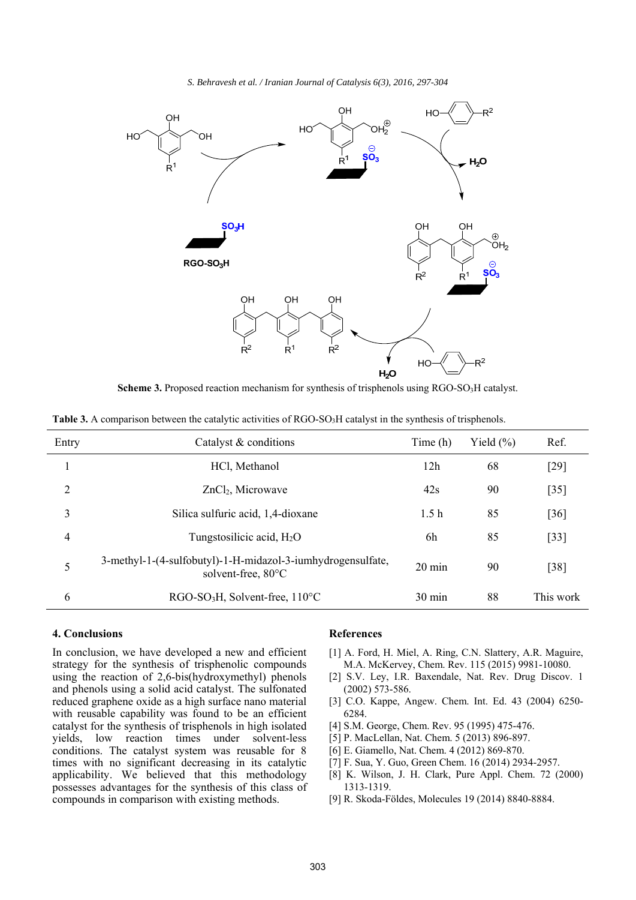**Scheme 3.** Proposed reaction mechanism for synthesis of trisphenols using RGO-$SO_3H$ catalyst.

**Table 3.** A comparison between the catalytic activities of RGO-$SO_3H$ catalyst in the synthesis of trisphenols.

| Entry | Catalyst & conditions | Time (h) | Yield (%) | Ref. |
|---|---|---|---|---|
| 1 | HCl, Methanol | 12h | 68 | [29] |
| 2 | $ZnCl_2$, Microwave | 42s | 90 | [35] |
| 3 | Silica sulfuric acid, 1,4-dioxane | 1.5 h | 85 | [36] |
| 4 | Tungstosilicic acid, $H_2O$ | 6h | 85 | [33] |
| 5 | 3-methyl-1-(4-sulfobutyl)-1-H-midazol-3-iumhydrogensulfate, solvent-free, 80°C | 20 min | 90 | [38] |
| 6 | RGO-$SO_3H$, Solvent-free, 110°C | 30 min | 88 | This work |

## 4. Conclusions

In conclusion, we have developed a new and efficient strategy for the synthesis of trisphenolic compounds using the reaction of 2,6-bis(hydroxymethyl) phenols and phenols using a solid acid catalyst. The sulfonated reduced graphene oxide as a high surface nano material with reusable capability was found to be an efficient catalyst for the synthesis of trisphenols in high isolated yields, low reaction times under solvent-less conditions. The catalyst system was reusable for 8 times with no significant decreasing in its catalytic applicability. We believed that this methodology possesses advantages for the synthesis of this class of compounds in comparison with existing methods.

## References

[1] A. Ford, H. Miel, A. Ring, C.N. Slattery, A.R. Maguire, M.A. McKervey, Chem. Rev. 115 (2015) 9981-10080.

[2] S.V. Ley, I.R. Baxendale, Nat. Rev. Drug Discov. 1 (2002) 573-586.

[3] C.O. Kappe, Angew. Chem. Int. Ed. 43 (2004) 6250-6284.

[4] S.M. George, Chem. Rev. 95 (1995) 475-476.

[5] P. MacLellan, Nat. Chem. 5 (2013) 896-897.

[6] E. Giamello, Nat. Chem. 4 (2012) 869-870.

[7] F. Sua, Y. Guo, Green Chem. 16 (2014) 2934-2957.

[8] K. Wilson, J. H. Clark, Pure Appl. Chem. 72 (2000) 1313-1319.

[9] R. Skoda-Földes, Molecules 19 (2014) 8840-8884.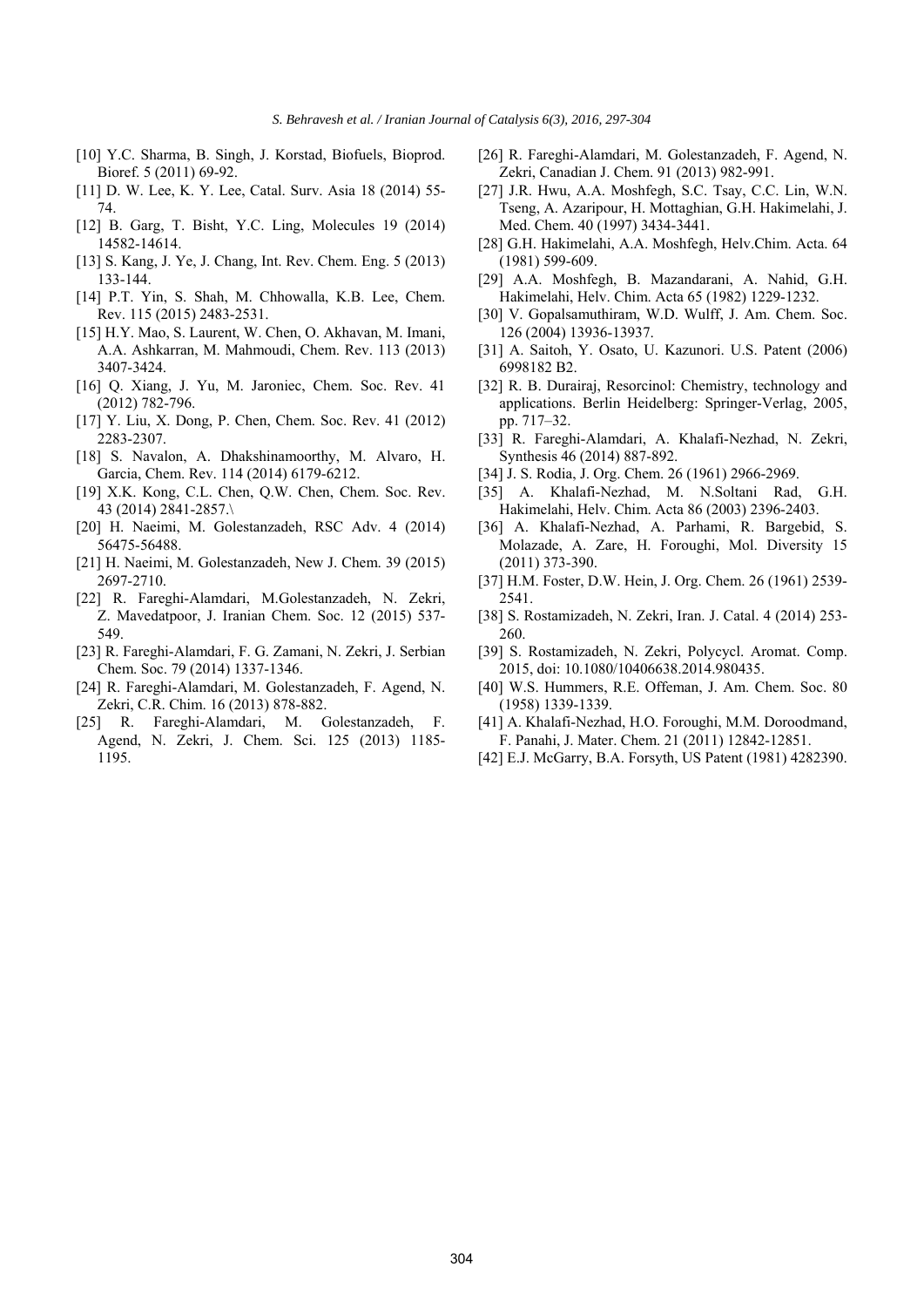[10] Y.C. Sharma, B. Singh, J. Korstad, Biofuels, Bioprod. Bioref. 5 (2011) 69-92.

[11] D. W. Lee, K. Y. Lee, Catal. Surv. Asia 18 (2014) 55-74.

[12] B. Garg, T. Bisht, Y.C. Ling, Molecules 19 (2014) 14582-14614.

[13] S. Kang, J. Ye, J. Chang, Int. Rev. Chem. Eng. 5 (2013) 133-144.

[14] P.T. Yin, S. Shah, M. Chhowalla, K.B. Lee, Chem. Rev. 115 (2015) 2483-2531.

[15] H.Y. Mao, S. Laurent, W. Chen, O. Akhavan, M. Imani, A.A. Ashkarran, M. Mahmoudi, Chem. Rev. 113 (2013) 3407-3424.

[16] Q. Xiang, J. Yu, M. Jaroniec, Chem. Soc. Rev. 41 (2012) 782-796.

[17] Y. Liu, X. Dong, P. Chen, Chem. Soc. Rev. 41 (2012) 2283-2307.

[18] S. Navalon, A. Dhakshinamoorthy, M. Alvaro, H. Garcia, Chem. Rev. 114 (2014) 6179-6212.

[19] X.K. Kong, C.L. Chen, Q.W. Chen, Chem. Soc. Rev. 43 (2014) 2841-2857.\

[20] H. Naeimi, M. Golestanzadeh, RSC Adv. 4 (2014) 56475-56488.

[21] H. Naeimi, M. Golestanzadeh, New J. Chem. 39 (2015) 2697-2710.

[22] R. Fareghi-Alamdari, M.Golestanzadeh, N. Zekri, Z. Mavedatpoor, J. Iranian Chem. Soc. 12 (2015) 537-549.

[23] R. Fareghi-Alamdari, F. G. Zamani, N. Zekri, J. Serbian Chem. Soc. 79 (2014) 1337-1346.

[24] R. Fareghi-Alamdari, M. Golestanzadeh, F. Agend, N. Zekri, C.R. Chim. 16 (2013) 878-882.

[25] R. Fareghi-Alamdari, M. Golestanzadeh, F. Agend, N. Zekri, J. Chem. Sci. 125 (2013) 1185-1195.

[26] R. Fareghi-Alamdari, M. Golestanzadeh, F. Agend, N. Zekri, Canadian J. Chem. 91 (2013) 982-991.

[27] J.R. Hwu, A.A. Moshfegh, S.C. Tsay, C.C. Lin, W.N. Tseng, A. Azaripour, H. Mottaghian, G.H. Hakimelahi, J. Med. Chem. 40 (1997) 3434-3441.

[28] G.H. Hakimelahi, A.A. Moshfegh, Helv.Chim. Acta. 64 (1981) 599-609.

[29] A.A. Moshfegh, B. Mazandarani, A. Nahid, G.H. Hakimelahi, Helv. Chim. Acta 65 (1982) 1229-1232.

[30] V. Gopalsamuthiram, W.D. Wulff, J. Am. Chem. Soc. 126 (2004) 13936-13937.

[31] A. Saitoh, Y. Osato, U. Kazunori. U.S. Patent (2006) 6998182 B2.

[32] R. B. Durairaj, Resorcinol: Chemistry, technology and applications. Berlin Heidelberg: Springer-Verlag, 2005, pp. 717–32.

[33] R. Fareghi-Alamdari, A. Khalafi-Nezhad, N. Zekri, Synthesis 46 (2014) 887-892.

[34] J. S. Rodia, J. Org. Chem. 26 (1961) 2966-2969.

[35] A. Khalafi-Nezhad, M. N.Soltani Rad, G.H. Hakimelahi, Helv. Chim. Acta 86 (2003) 2396-2403.

[36] A. Khalafi-Nezhad, A. Parhami, R. Bargebid, S. Molazade, A. Zare, H. Foroughi, Mol. Diversity 15 (2011) 373-390.

[37] H.M. Foster, D.W. Hein, J. Org. Chem. 26 (1961) 2539-2541.

[38] S. Rostamizadeh, N. Zekri, Iran. J. Catal. 4 (2014) 253-260.

[39] S. Rostamizadeh, N. Zekri, Polycycl. Aromat. Comp. 2015, doi: 10.1080/10406638.2014.980435.

[40] W.S. Hummers, R.E. Offeman, J. Am. Chem. Soc. 80 (1958) 1339-1339.

[41] A. Khalafi-Nezhad, H.O. Foroughi, M.M. Doroodmand, F. Panahi, J. Mater. Chem. 21 (2011) 12842-12851.

[42] E.J. McGarry, B.A. Forsyth, US Patent (1981) 4282390.